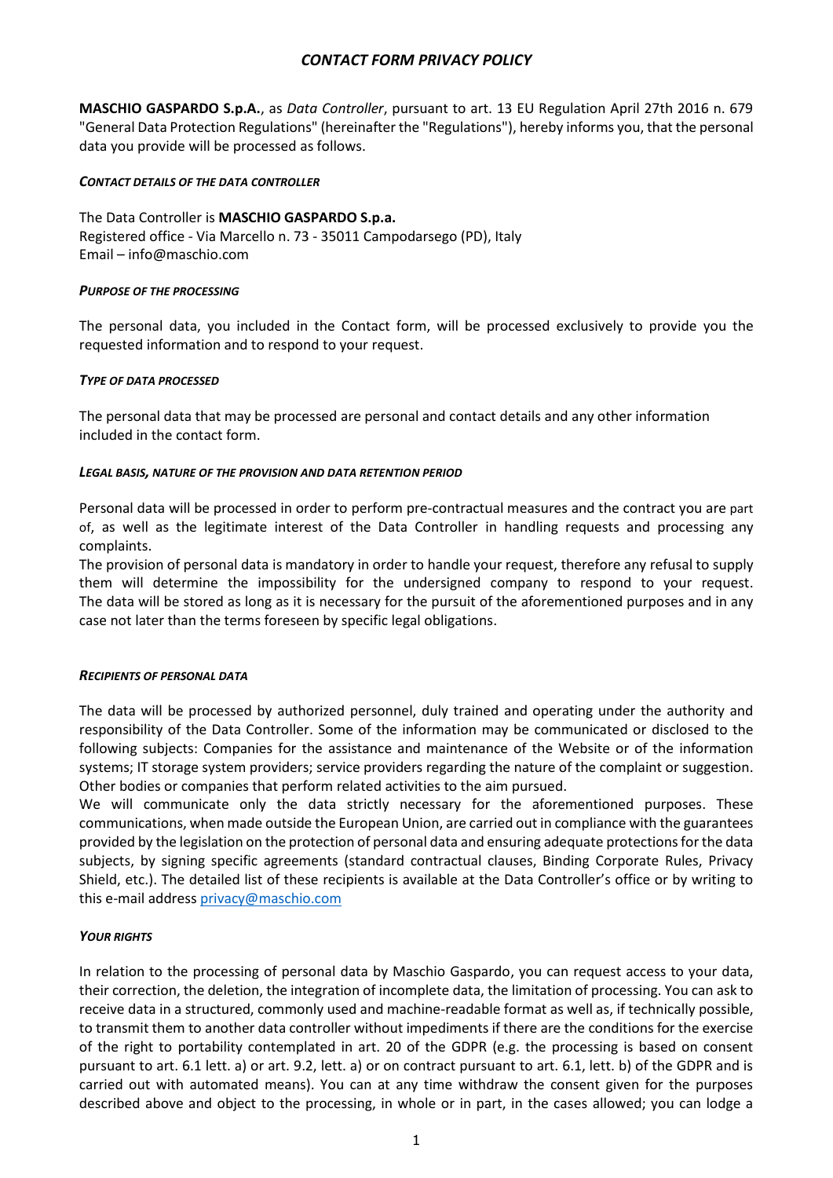# *CONTACT FORM PRIVACY POLICY*

**MASCHIO GASPARDO S.p.A.**, as *Data Controller*, pursuant to art. 13 EU Regulation April 27th 2016 n. 679 "General Data Protection Regulations" (hereinafter the "Regulations"), hereby informs you, that the personal data you provide will be processed as follows.

#### *CONTACT DETAILS OF THE DATA CONTROLLER*

The Data Controller is **MASCHIO GASPARDO S.p.a.**
Registered office - Via Marcello n. 73 - 35011 Campodarsego (PD), Italy
Email – info@maschio.com

#### *PURPOSE OF THE PROCESSING*

The personal data, you included in the Contact form, will be processed exclusively to provide you the requested information and to respond to your request.

#### *TYPE OF DATA PROCESSED*

The personal data that may be processed are personal and contact details and any other information included in the contact form.

#### *LEGAL BASIS, NATURE OF THE PROVISION AND DATA RETENTION PERIOD*

Personal data will be processed in order to perform pre-contractual measures and the contract you are part of, as well as the legitimate interest of the Data Controller in handling requests and processing any complaints.
The provision of personal data is mandatory in order to handle your request, therefore any refusal to supply them will determine the impossibility for the undersigned company to respond to your request. The data will be stored as long as it is necessary for the pursuit of the aforementioned purposes and in any case not later than the terms foreseen by specific legal obligations.

#### *RECIPIENTS OF PERSONAL DATA*

The data will be processed by authorized personnel, duly trained and operating under the authority and responsibility of the Data Controller. Some of the information may be communicated or disclosed to the following subjects: Companies for the assistance and maintenance of the Website or of the information systems; IT storage system providers; service providers regarding the nature of the complaint or suggestion. Other bodies or companies that perform related activities to the aim pursued.
We will communicate only the data strictly necessary for the aforementioned purposes. These communications, when made outside the European Union, are carried out in compliance with the guarantees provided by the legislation on the protection of personal data and ensuring adequate protections for the data subjects, by signing specific agreements (standard contractual clauses, Binding Corporate Rules, Privacy Shield, etc.). The detailed list of these recipients is available at the Data Controller's office or by writing to this e-mail address privacy@maschio.com

#### *YOUR RIGHTS*

In relation to the processing of personal data by Maschio Gaspardo, you can request access to your data, their correction, the deletion, the integration of incomplete data, the limitation of processing. You can ask to receive data in a structured, commonly used and machine-readable format as well as, if technically possible, to transmit them to another data controller without impediments if there are the conditions for the exercise of the right to portability contemplated in art. 20 of the GDPR (e.g. the processing is based on consent pursuant to art. 6.1 lett. a) or art. 9.2, lett. a) or on contract pursuant to art. 6.1, lett. b) of the GDPR and is carried out with automated means). You can at any time withdraw the consent given for the purposes described above and object to the processing, in whole or in part, in the cases allowed; you can lodge a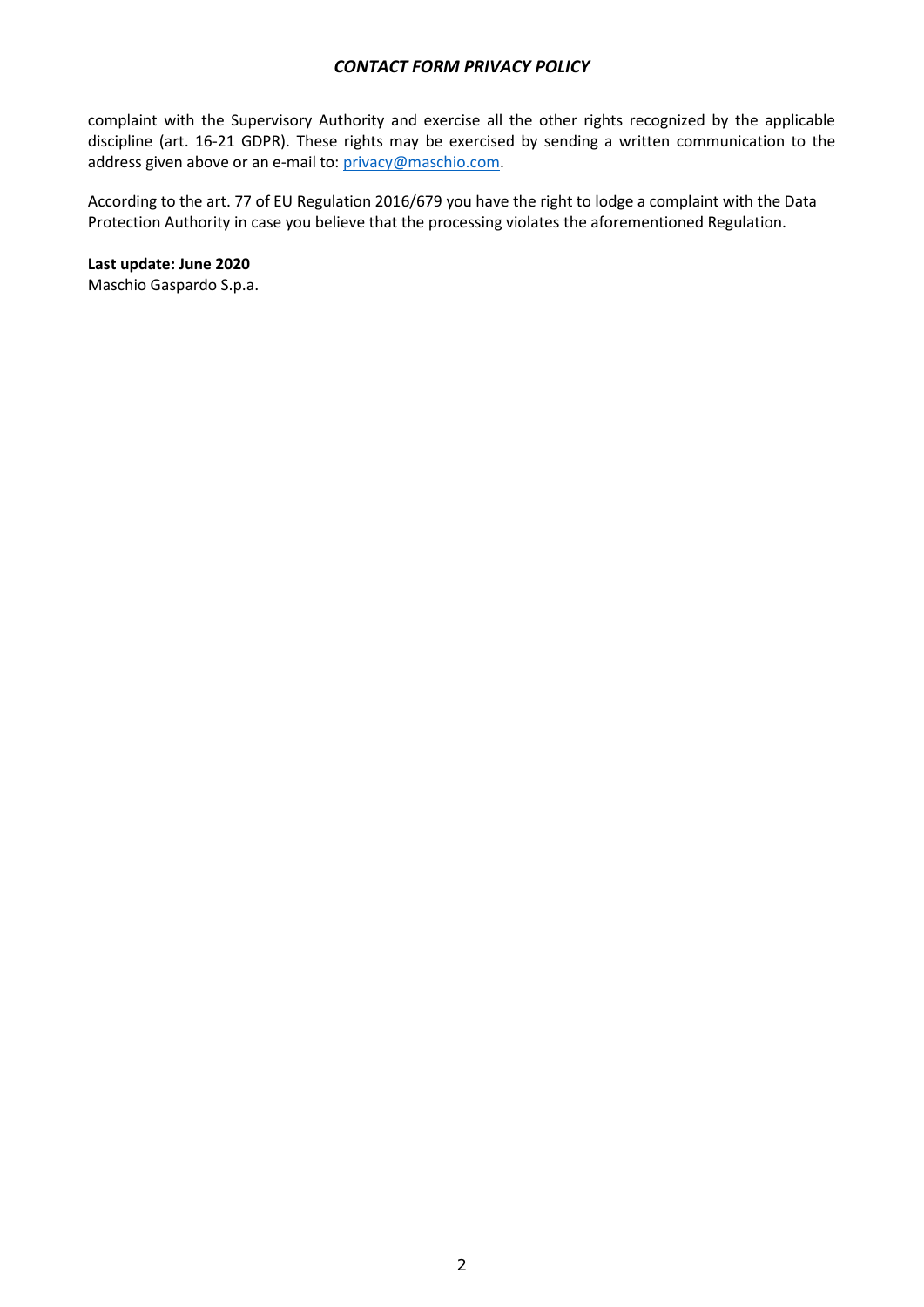complaint with the Supervisory Authority and exercise all the other rights recognized by the applicable discipline (art. 16-21 GDPR). These rights may be exercised by sending a written communication to the address given above or an e-mail to: privacy@maschio.com.

According to the art. 77 of EU Regulation 2016/679 you have the right to lodge a complaint with the Data Protection Authority in case you believe that the processing violates the aforementioned Regulation.

**Last update: June 2020**
Maschio Gaspardo S.p.a.